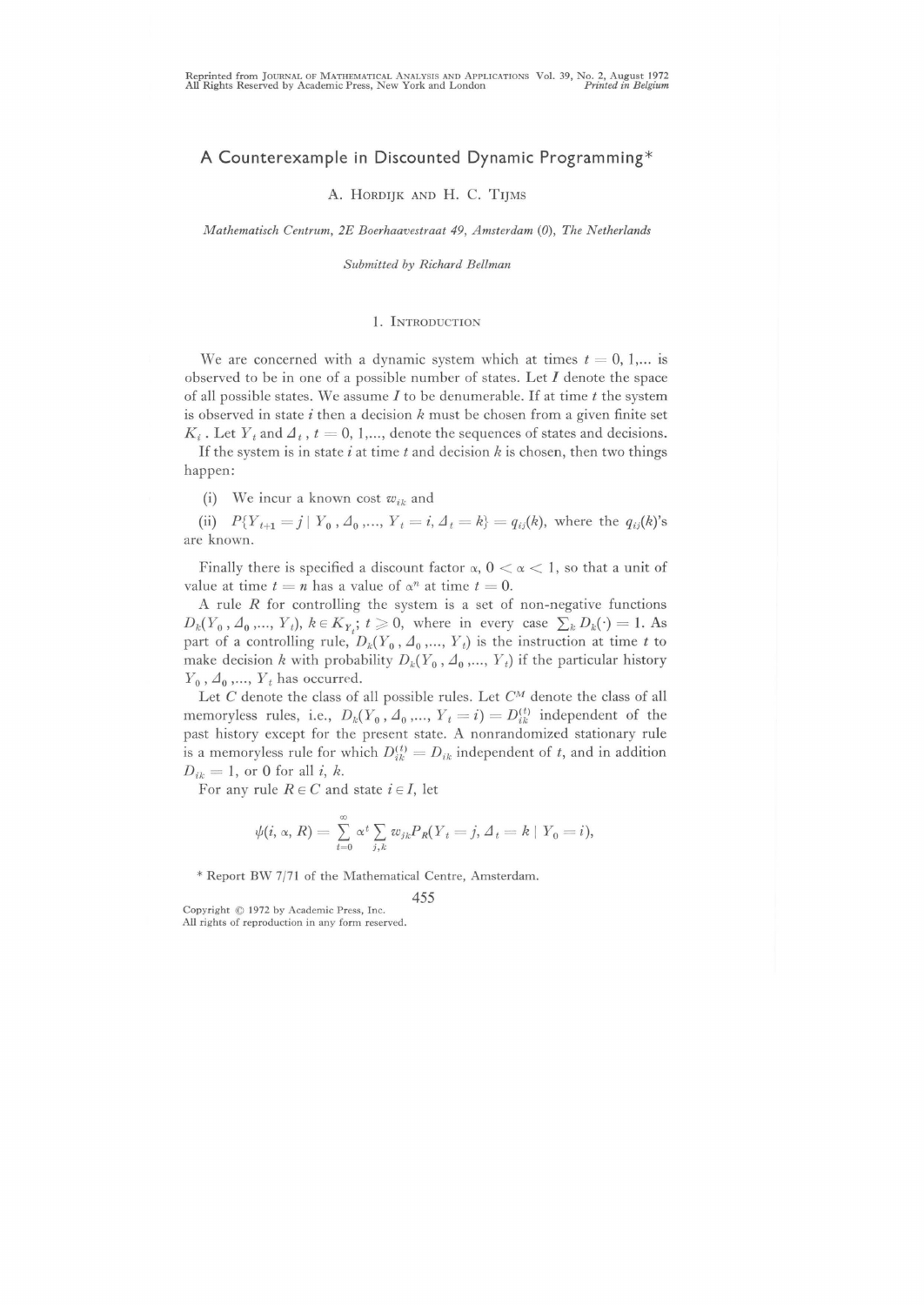# A Counterexample in Discounted Dynamic Programming*

A. Hordijk and H. C. Tijms

*Mathematisch Centrum, 2E Boerhaavestraat 49, Amsterdam (0), The Netherlands*

*Submitted by Richard Bellman*

## 1. Introduction

We are concerned with a dynamic system which at times $t = 0, 1,...$ is observed to be in one of a possible number of states. Let $I$ denote the space of all possible states. We assume $I$ to be denumerable. If at time $t$ the system is observed in state $i$ then a decision $k$ must be chosen from a given finite set $K_i$. Let $Y_t$ and $\Delta_t$, $t = 0, 1,...,$ denote the sequences of states and decisions.

If the system is in state $i$ at time $t$ and decision $k$ is chosen, then two things happen:

(i) We incur a known cost $w_{ik}$ and

(ii) $P\{Y_{t+1} = j \mid Y_0, \Delta_0, ..., Y_t = i, \Delta_t = k\} = q_{ij}(k)$, where the $q_{ij}(k)$'s are known.

Finally there is specified a discount factor $\alpha$, $0 < \alpha < 1$, so that a unit of value at time $t = n$ has a value of $\alpha^n$ at time $t = 0$.

A rule $R$ for controlling the system is a set of non-negative functions $D_k(Y_0, \Delta_0, ..., Y_t)$, $k \in K_{Y_t}$; $t \geq 0$, where in every case $\sum_k D_k(\cdot) = 1$. As part of a controlling rule, $D_k(Y_0, \Delta_0, ..., Y_t)$ is the instruction at time $t$ to make decision $k$ with probability $D_k(Y_0, \Delta_0, ..., Y_t)$ if the particular history $Y_0, \Delta_0, ..., Y_t$ has occurred.

Let $C$ denote the class of all possible rules. Let $C^M$ denote the class of all memoryless rules, i.e., $D_k(Y_0, \Delta_0, ..., Y_t = i) = D_{ik}^{(t)}$ independent of the past history except for the present state. A nonrandomized stationary rule is a memoryless rule for which $D_{ik}^{(t)} = D_{ik}$ independent of $t$, and in addition $D_{ik} = 1$, or $0$ for all $i$, $k$.

For any rule $R \in C$ and state $i \in I$, let

$$\psi(i, \alpha, R) = \sum_{t=0}^{\infty} \alpha^t \sum_{j,k} w_{jk} P_R(Y_t = j, \Delta_t = k \mid Y_0 = i),$$

* Report BW 7/71 of the Mathematical Centre, Amsterdam.

Copyright © 1972 by Academic Press, Inc.
All rights of reproduction in any form reserved.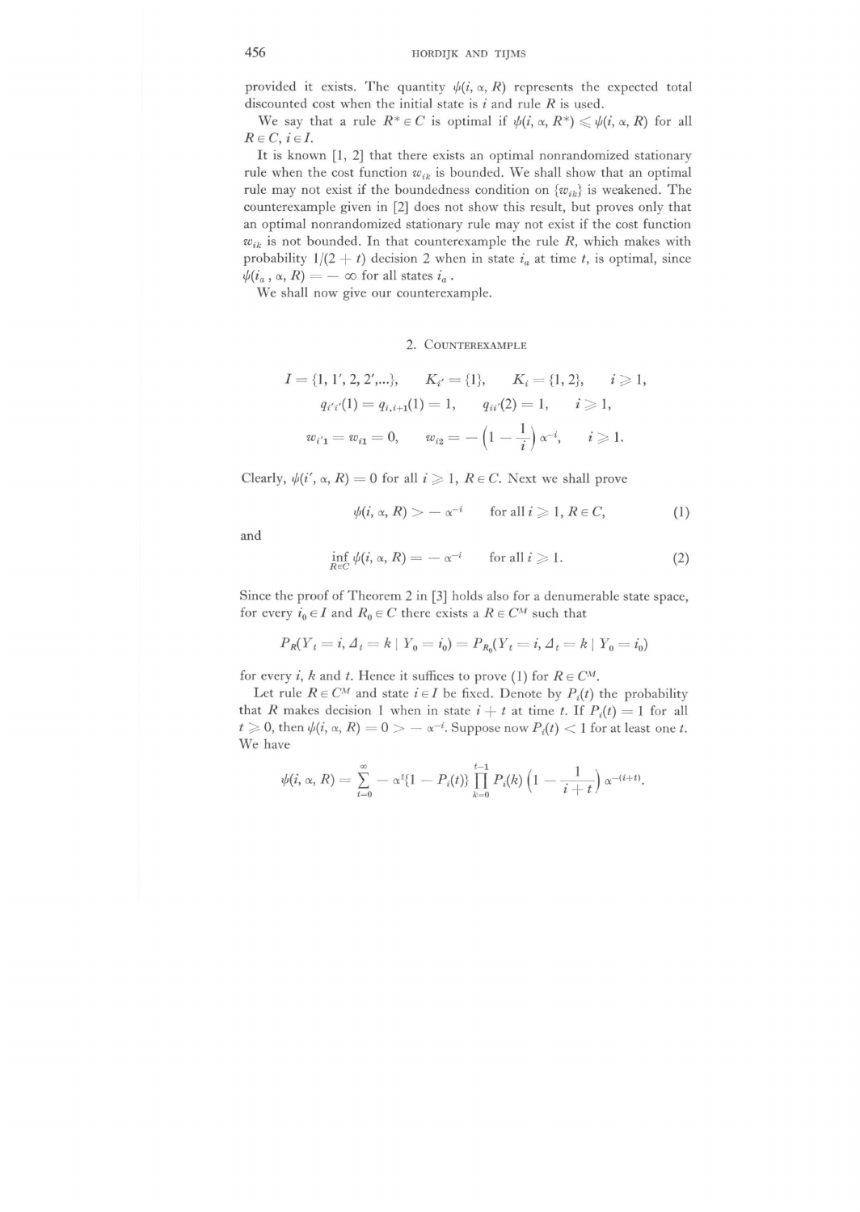provided it exists. The quantity $\psi(i, \alpha, R)$ represents the expected total discounted cost when the initial state is $i$ and rule $R$ is used.

We say that a rule $R^* \in C$ is optimal if $\psi(i, \alpha, R^*) \leqslant \psi(i, \alpha, R)$ for all $R \in C$, $i \in I$.

It is known [1, 2] that there exists an optimal nonrandomized stationary rule when the cost function $w_{ik}$ is bounded. We shall show that an optimal rule may not exist if the boundedness condition on $\{w_{ik}\}$ is weakened. The counterexample given in [2] does not show this result, but proves only that an optimal nonrandomized stationary rule may not exist if the cost function $w_{ik}$ is not bounded. In that counterexample the rule $R$, which makes with probability $1/(2 + t)$ decision 2 when in state $i_a$ at time $t$, is optimal, since $\psi(i_a, \alpha, R) = -\infty$ for all states $i_a$.

We shall now give our counterexample.

## 2. Counterexample

$$I = \{1, 1', 2, 2', \ldots\}, \qquad K_{i'} = \{1\}, \qquad K_i = \{1, 2\}, \qquad i \geqslant 1,$$

$$q_{i'i'}(1) = q_{i,i+1}(1) = 1, \qquad q_{ii'}(2) = 1, \qquad i \geqslant 1,$$

$$w_{i'1} = w_{i1} = 0, \qquad w_{i2} = -\left(1 - \frac{1}{i}\right) \alpha^{-i}, \qquad i \geqslant 1.$$

Clearly, $\psi(i', \alpha, R) = 0$ for all $i \geqslant 1$, $R \in C$. Next we shall prove

$$\psi(i, \alpha, R) > -\alpha^{-i} \qquad \text{for all } i \geqslant 1, R \in C, \tag{1}$$

and

$$\inf_{R \in C} \psi(i, \alpha, R) = -\alpha^{-i} \qquad \text{for all } i \geqslant 1. \tag{2}$$

Since the proof of Theorem 2 in [3] holds also for a denumerable state space, for every $i_0 \in I$ and $R_0 \in C$ there exists a $R \in C^M$ such that

$$P_R(Y_t = i, \Delta_t = k \mid Y_0 = i_0) = P_{R_0}(Y_t = i, \Delta_t = k \mid Y_0 = i_0)$$

for every $i$, $k$ and $t$. Hence it suffices to prove (1) for $R \in C^M$.

Let rule $R \in C^M$ and state $i \in I$ be fixed. Denote by $P_i(t)$ the probability that $R$ makes decision 1 when in state $i + t$ at time $t$. If $P_i(t) = 1$ for all $t \geqslant 0$, then $\psi(i, \alpha, R) = 0 > -\alpha^{-i}$. Suppose now $P_i(t) < 1$ for at least one $t$. We have

$$\psi(i, \alpha, R) = \sum_{t=0}^{\infty} -\alpha^t \{1 - P_i(t)\} \prod_{k=0}^{t-1} P_i(k) \left(1 - \frac{1}{i+t}\right) \alpha^{-(i+t)}.$$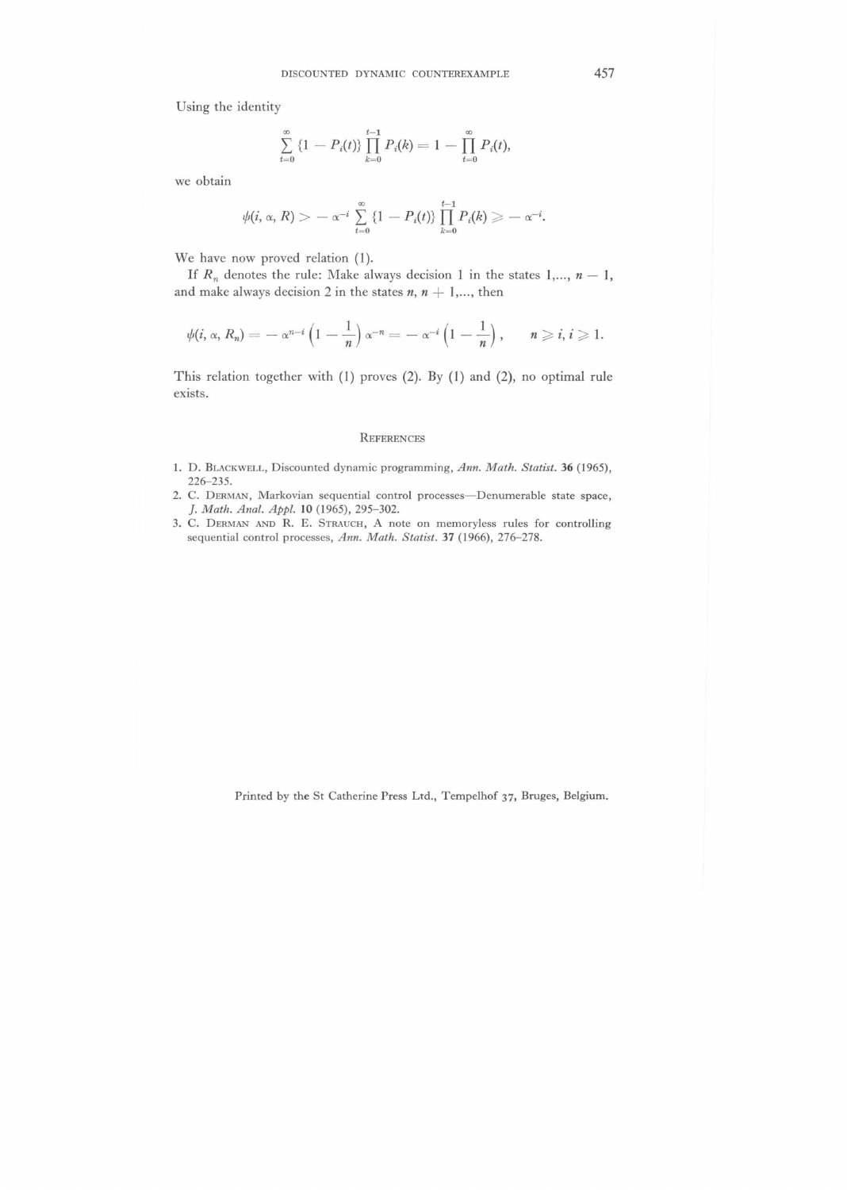Using the identity

$$\sum_{t=0}^{\infty} \{1 - P_i(t)\} \prod_{k=0}^{t-1} P_i(k) = 1 - \prod_{t=0}^{\infty} P_i(t),$$

we obtain

$$\psi(i, \alpha, R) > -\alpha^{-i} \sum_{t=0}^{\infty} \{1 - P_i(t)\} \prod_{k=0}^{t-1} P_i(k) \geqslant -\alpha^{-i}.$$

We have now proved relation (1).

If $R_n$ denotes the rule: Make always decision 1 in the states $1, \ldots, n-1$, and make always decision 2 in the states $n, n+1, \ldots$, then

$$\psi(i, \alpha, R_n) = -\alpha^{n-i}\left(1 - \frac{1}{n}\right)\alpha^{-n} = -\alpha^{-i}\left(1 - \frac{1}{n}\right), \qquad n \geqslant i, i \geqslant 1.$$

This relation together with (1) proves (2). By (1) and (2), no optimal rule exists.

## References

1. D. Blackwell, Discounted dynamic programming, *Ann. Math. Statist.* **36** (1965), 226–235.
2. C. Derman, Markovian sequential control processes—Denumerable state space, *J. Math. Anal. Appl.* **10** (1965), 295–302.
3. C. Derman and R. E. Strauch, A note on memoryless rules for controlling sequential control processes, *Ann. Math. Statist.* **37** (1966), 276–278.

Printed by the St Catherine Press Ltd., Tempelhof 37, Bruges, Belgium.